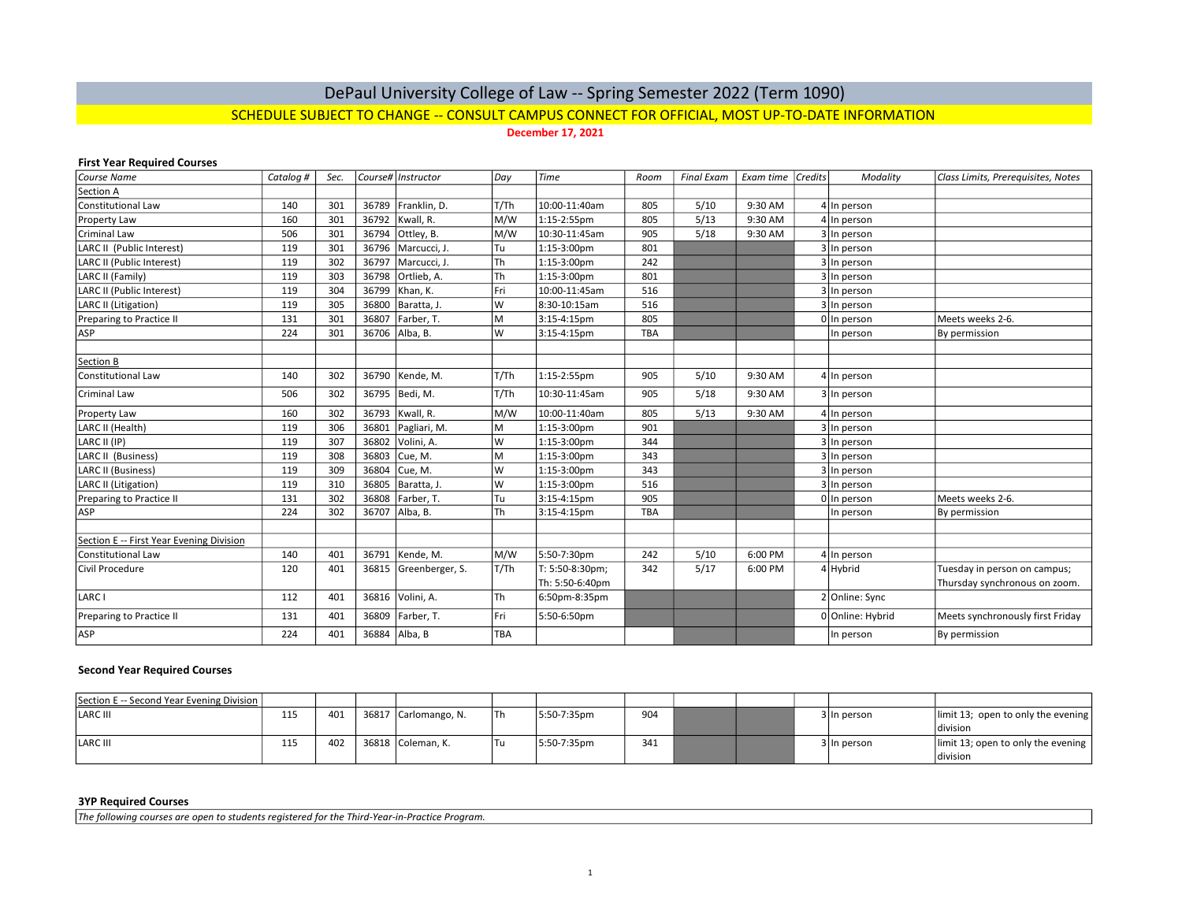# DePaul University College of Law -- Spring Semester 2022 (Term 1090)

## SCHEDULE SUBJECT TO CHANGE -- CONSULT CAMPUS CONNECT FOR OFFICIAL, MOST UP-TO-DATE INFORMATION

**December 17, 2021**

### First Year Required Courses

| Course Name | Catalog # | Sec. | Course# | Instructor | Day | Time | Room | Final Exam | Exam time | Credits | Modality | Class Limits, Prerequisites, Notes |
|---|---|---|---|---|---|---|---|---|---|---|---|---|
| Section A | | | | | | | | | | | | |
| Constitutional Law | 140 | 301 | 36789 | Franklin, D. | T/Th | 10:00-11:40am | 805 | 5/10 | 9:30 AM | 4 | In person | |
| Property Law | 160 | 301 | 36792 | Kwall, R. | M/W | 1:15-2:55pm | 805 | 5/13 | 9:30 AM | 4 | In person | |
| Criminal Law | 506 | 301 | 36794 | Ottley, B. | M/W | 10:30-11:45am | 905 | 5/18 | 9:30 AM | 3 | In person | |
| LARC II (Public Interest) | 119 | 301 | 36796 | Marcucci, J. | Tu | 1:15-3:00pm | 801 | | | 3 | In person | |
| LARC II (Public Interest) | 119 | 302 | 36797 | Marcucci, J. | Th | 1:15-3:00pm | 242 | | | 3 | In person | |
| LARC II (Family) | 119 | 303 | 36798 | Ortlieb, A. | Th | 1:15-3:00pm | 801 | | | 3 | In person | |
| LARC II (Public Interest) | 119 | 304 | 36799 | Khan, K. | Fri | 10:00-11:45am | 516 | | | 3 | In person | |
| LARC II (Litigation) | 119 | 305 | 36800 | Baratta, J. | W | 8:30-10:15am | 516 | | | 3 | In person | |
| Preparing to Practice II | 131 | 301 | 36807 | Farber, T. | M | 3:15-4:15pm | 805 | | | 0 | In person | Meets weeks 2-6. |
| ASP | 224 | 301 | 36706 | Alba, B. | W | 3:15-4:15pm | TBA | | | | In person | By permission |
| | | | | | | | | | | | | |
| Section B | | | | | | | | | | | | |
| Constitutional Law | 140 | 302 | 36790 | Kende, M. | T/Th | 1:15-2:55pm | 905 | 5/10 | 9:30 AM | 4 | In person | |
| Criminal Law | 506 | 302 | 36795 | Bedi, M. | T/Th | 10:30-11:45am | 905 | 5/18 | 9:30 AM | 3 | In person | |
| Property Law | 160 | 302 | 36793 | Kwall, R. | M/W | 10:00-11:40am | 805 | 5/13 | 9:30 AM | 4 | In person | |
| LARC II (Health) | 119 | 306 | 36801 | Pagliari, M. | M | 1:15-3:00pm | 901 | | | 3 | In person | |
| LARC II (IP) | 119 | 307 | 36802 | Volini, A. | W | 1:15-3:00pm | 344 | | | 3 | In person | |
| LARC II (Business) | 119 | 308 | 36803 | Cue, M. | M | 1:15-3:00pm | 343 | | | 3 | In person | |
| LARC II (Business) | 119 | 309 | 36804 | Cue, M. | W | 1:15-3:00pm | 343 | | | 3 | In person | |
| LARC II (Litigation) | 119 | 310 | 36805 | Baratta, J. | W | 1:15-3:00pm | 516 | | | 3 | In person | |
| Preparing to Practice II | 131 | 302 | 36808 | Farber, T. | Tu | 3:15-4:15pm | 905 | | | 0 | In person | Meets weeks 2-6. |
| ASP | 224 | 302 | 36707 | Alba, B. | Th | 3:15-4:15pm | TBA | | | | In person | By permission |
| | | | | | | | | | | | | |
| Section E -- First Year Evening Division | | | | | | | | | | | | |
| Constitutional Law | 140 | 401 | 36791 | Kende, M. | M/W | 5:50-7:30pm | 242 | 5/10 | 6:00 PM | 4 | In person | |
| Civil Procedure | 120 | 401 | 36815 | Greenberger, S. | T/Th | T: 5:50-8:30pm; Th: 5:50-6:40pm | 342 | 5/17 | 6:00 PM | 4 | Hybrid | Tuesday in person on campus; Thursday synchronous on zoom. |
| LARC I | 112 | 401 | 36816 | Volini, A. | Th | 6:50pm-8:35pm | | | | 2 | Online: Sync | |
| Preparing to Practice II | 131 | 401 | 36809 | Farber, T. | Fri | 5:50-6:50pm | | | | 0 | Online: Hybrid | Meets synchronously first Friday |
| ASP | 224 | 401 | 36884 | Alba, B | TBA | | | | | | In person | By permission |

### Second Year Required Courses

| Course Name | Catalog # | Sec. | Course# | Instructor | Day | Time | Room | Final Exam | Exam time | Credits | Modality | Class Limits, Prerequisites, Notes |
|---|---|---|---|---|---|---|---|---|---|---|---|---|
| Section E -- Second Year Evening Division | | | | | | | | | | | | |
| LARC III | 115 | 401 | 36817 | Carlomango, N. | Th | 5:50-7:35pm | 904 | | | 3 | In person | limit 13; open to only the evening division |
| LARC III | 115 | 402 | 36818 | Coleman, K. | Tu | 5:50-7:35pm | 341 | | | 3 | In person | limit 13; open to only the evening division |

### 3YP Required Courses

*The following courses are open to students registered for the Third-Year-in-Practice Program.*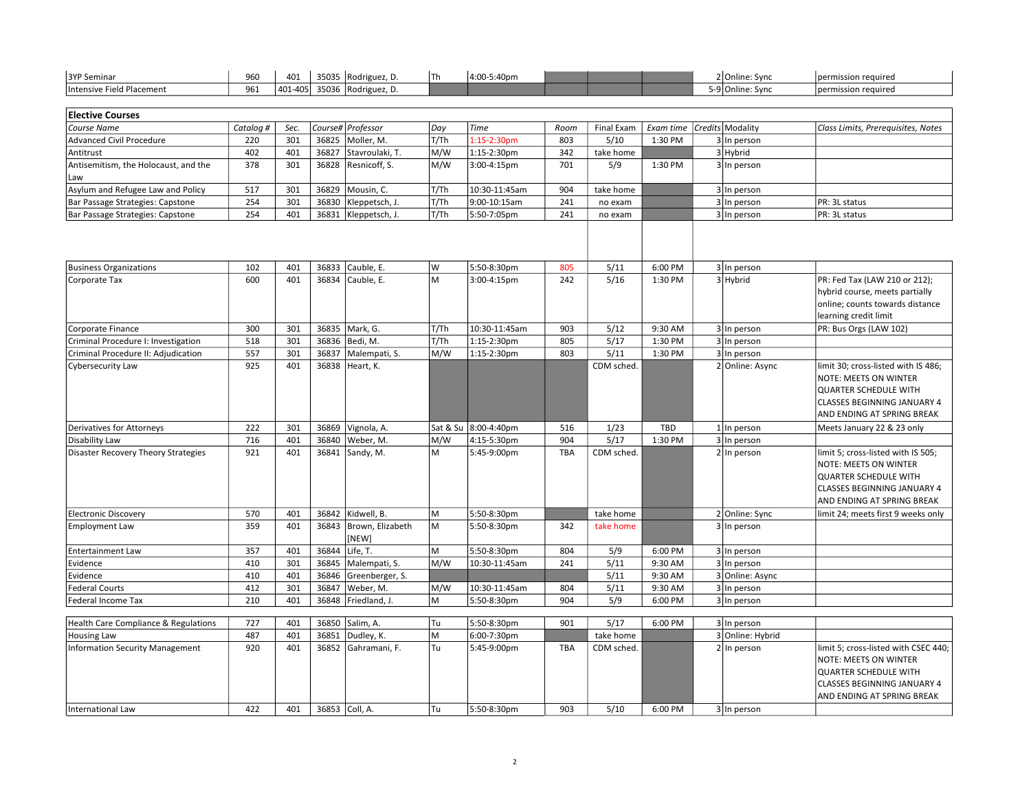| | | | | | | | | | | | | |
|---|---|---|---|---|---|---|---|---|---|---|---|---|
| 3YP Seminar | 960 | 401 | 35035 | Rodriguez, D. | Th | 4:00-5:40pm | | | | 2 | Online: Sync | permission required |
| Intensive Field Placement | 961 | 401-405 | 35036 | Rodriguez, D. | | | | | | 5-9 | Online: Sync | permission required |

**Elective Courses**

| *Course Name* | *Catalog #* | *Sec.* | *Course#* | *Professor* | *Day* | *Time* | *Room* | Final Exam | *Exam time* | *Credits* | *Modality* | *Class Limits, Prerequisites, Notes* |
|---|---|---|---|---|---|---|---|---|---|---|---|---|
| Advanced Civil Procedure | 220 | 301 | 36825 | Moller, M. | T/Th | 1:15-2:30pm | 803 | 5/10 | 1:30 PM | 3 | In person | |
| Antitrust | 402 | 401 | 36827 | Stavroulaki, T. | M/W | 1:15-2:30pm | 342 | take home | | 3 | Hybrid | |
| Antisemitism, the Holocaust, and the Law | 378 | 301 | 36828 | Resnicoff, S. | M/W | 3:00-4:15pm | 701 | 5/9 | 1:30 PM | 3 | In person | |
| Asylum and Refugee Law and Policy | 517 | 301 | 36829 | Mousin, C. | T/Th | 10:30-11:45am | 904 | take home | | 3 | In person | |
| Bar Passage Strategies: Capstone | 254 | 301 | 36830 | Kleppetsch, J. | T/Th | 9:00-10:15am | 241 | no exam | | 3 | In person | PR: 3L status |
| Bar Passage Strategies: Capstone | 254 | 401 | 36831 | Kleppetsch, J. | T/Th | 5:50-7:05pm | 241 | no exam | | 3 | In person | PR: 3L status |
| Business Organizations | 102 | 401 | 36833 | Cauble, E. | W | 5:50-8:30pm | 805 | 5/11 | 6:00 PM | 3 | In person | |
| Corporate Tax | 600 | 401 | 36834 | Cauble, E. | M | 3:00-4:15pm | 242 | 5/16 | 1:30 PM | 3 | Hybrid | PR: Fed Tax (LAW 210 or 212); hybrid course, meets partially online; counts towards distance learning credit limit |
| Corporate Finance | 300 | 301 | 36835 | Mark, G. | T/Th | 10:30-11:45am | 903 | 5/12 | 9:30 AM | 3 | In person | PR: Bus Orgs (LAW 102) |
| Criminal Procedure I: Investigation | 518 | 301 | 36836 | Bedi, M. | T/Th | 1:15-2:30pm | 805 | 5/17 | 1:30 PM | 3 | In person | |
| Criminal Procedure II: Adjudication | 557 | 301 | 36837 | Malempati, S. | M/W | 1:15-2:30pm | 803 | 5/11 | 1:30 PM | 3 | In person | |
| Cybersecurity Law | 925 | 401 | 36838 | Heart, K. | | | | CDM sched. | | 2 | Online: Async | limit 30; cross-listed with IS 486; NOTE: MEETS ON WINTER QUARTER SCHEDULE WITH CLASSES BEGINNING JANUARY 4 AND ENDING AT SPRING BREAK |
| Derivatives for Attorneys | 222 | 301 | 36869 | Vignola, A. | Sat & Su | 8:00-4:40pm | 516 | 1/23 | TBD | 1 | In person | Meets January 22 & 23 only |
| Disability Law | 716 | 401 | 36840 | Weber, M. | M/W | 4:15-5:30pm | 904 | 5/17 | 1:30 PM | 3 | In person | |
| Disaster Recovery Theory Strategies | 921 | 401 | 36841 | Sandy, M. | M | 5:45-9:00pm | TBA | CDM sched. | | 2 | In person | limit 5; cross-listed with IS 505; NOTE: MEETS ON WINTER QUARTER SCHEDULE WITH CLASSES BEGINNING JANUARY 4 AND ENDING AT SPRING BREAK |
| Electronic Discovery | 570 | 401 | 36842 | Kidwell, B. | M | 5:50-8:30pm | | take home | | 2 | Online: Sync | limit 24; meets first 9 weeks only |
| Employment Law | 359 | 401 | 36843 | Brown, Elizabeth [NEW] | M | 5:50-8:30pm | 342 | take home | | 3 | In person | |
| Entertainment Law | 357 | 401 | 36844 | Life, T. | M | 5:50-8:30pm | 804 | 5/9 | 6:00 PM | 3 | In person | |
| Evidence | 410 | 301 | 36845 | Malempati, S. | M/W | 10:30-11:45am | 241 | 5/11 | 9:30 AM | 3 | In person | |
| Evidence | 410 | 401 | 36846 | Greenberger, S. | | | | 5/11 | 9:30 AM | 3 | Online: Async | |
| Federal Courts | 412 | 301 | 36847 | Weber, M. | M/W | 10:30-11:45am | 804 | 5/11 | 9:30 AM | 3 | In person | |
| Federal Income Tax | 210 | 401 | 36848 | Friedland, J. | M | 5:50-8:30pm | 904 | 5/9 | 6:00 PM | 3 | In person | |
| Health Care Compliance & Regulations | 727 | 401 | 36850 | Salim, A. | Tu | 5:50-8:30pm | 901 | 5/17 | 6:00 PM | 3 | In person | |
| Housing Law | 487 | 401 | 36851 | Dudley, K. | M | 6:00-7:30pm | | take home | | 3 | Online: Hybrid | |
| Information Security Management | 920 | 401 | 36852 | Gahramani, F. | Tu | 5:45-9:00pm | TBA | CDM sched. | | 2 | In person | limit 5; cross-listed with CSEC 440; NOTE: MEETS ON WINTER QUARTER SCHEDULE WITH CLASSES BEGINNING JANUARY 4 AND ENDING AT SPRING BREAK |
| International Law | 422 | 401 | 36853 | Coll, A. | Tu | 5:50-8:30pm | 903 | 5/10 | 6:00 PM | 3 | In person | |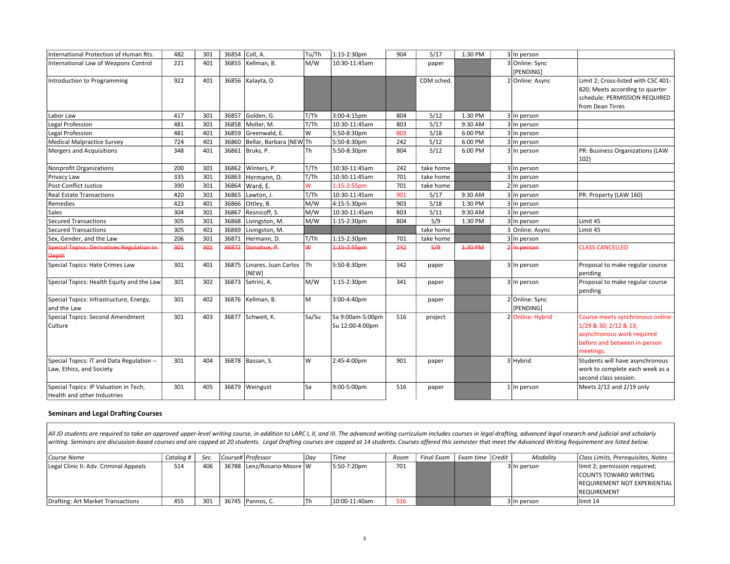| | | | | | | | | | | | | |
|---|---|---|---|---|---|---|---|---|---|---|---|---|
| International Protection of Human Rts. | 482 | 301 | 36854 | Coll, A. | Tu/Th | 1:15-2:30pm | 904 | 5/17 | 1:30 PM | 3 | In person | |
| International Law of Weapons Control | 221 | 401 | 36855 | Kellman, B. | M/W | 10:30-11:45am | | paper | | 3 | Online: Sync [PENDING] | |
| Introduction to Programming | 922 | 401 | 36856 | Kalayta, D. | | | | CDM sched. | | 2 | Online: Async | Limit 2; Cross-listed with CSC 401-820; Meets according to quarter schedule; PERMISSION REQUIRED from Dean Tirres |
| Labor Law | 417 | 301 | 36857 | Golden, G. | T/Th | 3:00-4:15pm | 804 | 5/12 | 1:30 PM | 3 | In person | |
| Legal Profession | 481 | 301 | 36858 | Moller, M. | T/Th | 10:30-11:45am | 803 | 5/17 | 9:30 AM | 3 | In person | |
| Legal Profession | 481 | 401 | 36859 | Greenwald, E. | W | 5:50-8:30pm | 803 | 5/18 | 6:00 PM | 3 | In person | |
| Medical Malpractice Survey | 724 | 401 | 36860 | Bellar, Barbara [NEW] | Th | 5:50-8:30pm | 242 | 5/12 | 6:00 PM | 3 | In person | |
| Mergers and Acquisitions | 348 | 401 | 36861 | Bruks, P. | Th | 5:50-8:30pm | 804 | 5/12 | 6:00 PM | 3 | In person | PR: Business Organizations (LAW 102) |
| Nonprofit Organizations | 200 | 301 | 36862 | Winters, P. | T/Th | 10:30-11:45am | 242 | take home | | 3 | In person | |
| Privacy Law | 335 | 301 | 36863 | Hermann, D. | T/Th | 10:30-11:45am | 701 | take home | | 3 | In person | |
| Post-Conflict Justice | 390 | 301 | 36864 | Ward, E. | W | 1:15-2:55pm | 701 | take home | | 2 | In person | |
| Real Estate Transactions | 420 | 301 | 36865 | Lawton, J. | T/Th | 10:30-11:45am | 901 | 5/17 | 9:30 AM | 3 | In person | PR: Property (LAW 160) |
| Remedies | 423 | 401 | 36866 | Ottley, B. | M/W | 4:15-5:30pm | 903 | 5/18 | 1:30 PM | 3 | In person | |
| Sales | 304 | 301 | 36867 | Resnicoff, S. | M/W | 10:30-11:45am | 803 | 5/11 | 9:30 AM | 3 | In person | |
| Secured Transactions | 305 | 301 | 36868 | Livingston, M. | M/W | 1:15-2:30pm | 804 | 5/9 | 1:30 PM | 3 | In person | Limit 45 |
| Secured Transactions | 305 | 401 | 36869 | Livingston, M. | | | | take home | | 3 | Online: Async | Limit 45 |
| Sex, Gender, and the Law | 206 | 301 | 36871 | Hermann, D. | T/Th | 1:15-2:30pm | 701 | take home | | 3 | In person | |
| ~~Special Topics: Derivatives Regulation in Depth~~ | ~~301~~ | ~~301~~ | ~~36872~~ | ~~Donahue, P.~~ | ~~W~~ | ~~1:15-2:55pm~~ | ~~242~~ | ~~5/9~~ | ~~1:30 PM~~ | ~~2~~ | ~~In person~~ | CLASS CANCELLED |
| Special Topics: Hate Crimes Law | 301 | 401 | 36875 | Linares, Juan Carlos [NEW] | Th | 5:50-8:30pm | 342 | paper | | 3 | In person | Proposal to make regular course pending |
| Special Topics: Health Equity and the Law | 301 | 302 | 36873 | Setrini, A. | M/W | 1:15-2:30pm | 341 | paper | | 3 | In person | Proposal to make regular course pending |
| Special Topics: Infrastructure, Energy, and the Law | 301 | 402 | 36876 | Kellman, B. | M | 3:00-4:40pm | | paper | | 2 | Online: Sync [PENDING] | |
| Special Topics: Second Amendment Culture | 301 | 403 | 36877 | Schweit, K. | Sa/Su | Sa 9:00am-5:00pm Su 12:00-4:00pm | 516 | project | | 2 | Online: Hybrid | Course meets synchronous online: 1/29 & 30; 2/12 & 13; asynchronous work required before and between in-person meetings. |
| Special Topics: IT and Data Regulation -- Law, Ethics, and Society | 301 | 404 | 36878 | Bassan, S. | W | 2:45-4:00pm | 901 | paper | | 3 | Hybrid | Students will have asynchronous work to complete each week as a second class session. |
| Special Topics: IP Valuation in Tech, Health and other Industries | 301 | 405 | 36879 | Weingust | Sa | 9:00-5:00pm | 516 | paper | | 1 | In person | Meets 2/12 and 2/19 only |

**Seminars and Legal Drafting Courses**

*All JD students are required to take an approved upper-level writing course, in addition to LARC I, II, and III. The advanced writing curriculum includes courses in legal drafting, advanced legal research and judicial and scholarly writing. Seminars are discussion-based courses and are capped at 20 students. Legal Drafting courses are capped at 14 students. Courses offered this semester that meet the Advanced Writing Requirement are listed below.*

| *Course Name* | *Catalog #* | *Sec.* | *Course#* | *Professor* | *Day* | *Time* | *Room* | *Final Exam* | *Exam time* | *Credit* | *Modality* | *Class Limits, Prerequisites, Notes* |
|---|---|---|---|---|---|---|---|---|---|---|---|---|
| Legal Clinic II: Adv. Criminal Appeals | 514 | 406 | 36788 | Lenz/Rosario-Moore | W | 5:50-7:20pm | 701 | | | 3 | In person | limit 2; permission required; COUNTS TOWARD WRITING REQUIREMENT NOT EXPERIENTIAL REQUIREMENT |
| Drafting: Art Market Transactions | 455 | 301 | 36745 | Pannos, C. | Th | 10:00-11:40am | 516 | | | 3 | In person | limit 14 |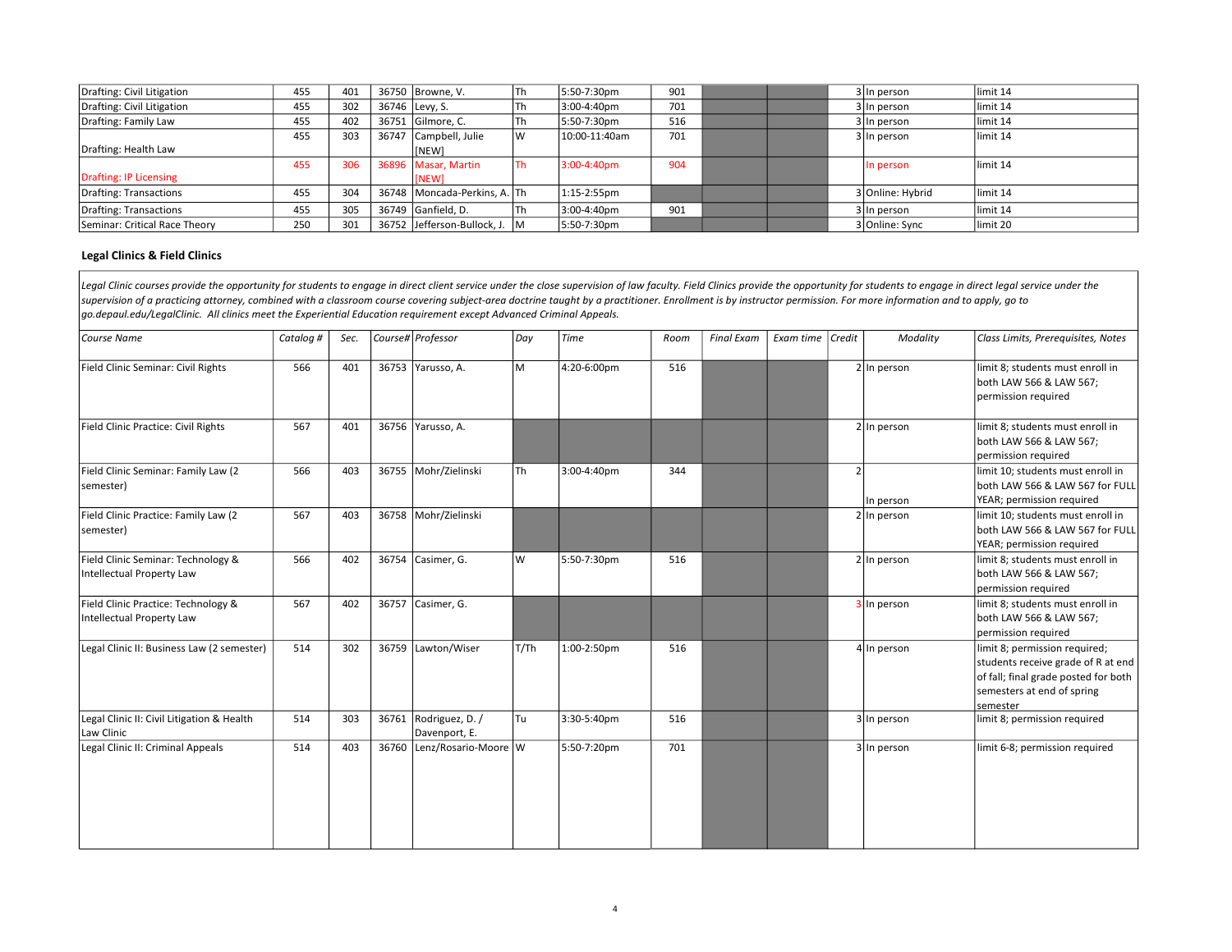| | | | | | | | | | | | | |
|---|---|---|---|---|---|---|---|---|---|---|---|---|
| Drafting: Civil Litigation | 455 | 401 | 36750 | Browne, V. | Th | 5:50-7:30pm | 901 | | | 3 | In person | limit 14 |
| Drafting: Civil Litigation | 455 | 302 | 36746 | Levy, S. | Th | 3:00-4:40pm | 701 | | | 3 | In person | limit 14 |
| Drafting: Family Law | 455 | 402 | 36751 | Gilmore, C. | Th | 5:50-7:30pm | 516 | | | 3 | In person | limit 14 |
| Drafting: Health Law | 455 | 303 | 36747 | Campbell, Julie [NEW] | W | 10:00-11:40am | 701 | | | 3 | In person | limit 14 |
| Drafting: IP Licensing | 455 | 306 | 36896 | Masar, Martin [NEW] | Th | 3:00-4:40pm | 904 | | | | In person | limit 14 |
| Drafting: Transactions | 455 | 304 | 36748 | Moncada-Perkins, A. | Th | 1:15-2:55pm | | | | 3 | Online: Hybrid | limit 14 |
| Drafting: Transactions | 455 | 305 | 36749 | Ganfield, D. | Th | 3:00-4:40pm | 901 | | | 3 | In person | limit 14 |
| Seminar: Critical Race Theory | 250 | 301 | 36752 | Jefferson-Bullock, J. | M | 5:50-7:30pm | | | | 3 | Online: Sync | limit 20 |

**Legal Clinics & Field Clinics**

*Legal Clinic courses provide the opportunity for students to engage in direct client service under the close supervision of law faculty. Field Clinics provide the opportunity for students to engage in direct legal service under the supervision of a practicing attorney, combined with a classroom course covering subject-area doctrine taught by a practitioner. Enrollment is by instructor permission. For more information and to apply, go to go.depaul.edu/LegalClinic. All clinics meet the Experiential Education requirement except Advanced Criminal Appeals.*

| *Course Name* | *Catalog #* | *Sec.* | *Course#* | *Professor* | *Day* | *Time* | *Room* | *Final Exam* | *Exam time* | *Credit* | *Modality* | *Class Limits, Prerequisites, Notes* |
|---|---|---|---|---|---|---|---|---|---|---|---|---|
| Field Clinic Seminar: Civil Rights | 566 | 401 | 36753 | Yarusso, A. | M | 4:20-6:00pm | 516 | | | 2 | In person | limit 8; students must enroll in both LAW 566 & LAW 567; permission required |
| Field Clinic Practice: Civil Rights | 567 | 401 | 36756 | Yarusso, A. | | | | | | 2 | In person | limit 8; students must enroll in both LAW 566 & LAW 567; permission required |
| Field Clinic Seminar: Family Law (2 semester) | 566 | 403 | 36755 | Mohr/Zielinski | Th | 3:00-4:40pm | 344 | | | 2 | In person | limit 10; students must enroll in both LAW 566 & LAW 567 for FULL YEAR; permission required |
| Field Clinic Practice: Family Law (2 semester) | 567 | 403 | 36758 | Mohr/Zielinski | | | | | | 2 | In person | limit 10; students must enroll in both LAW 566 & LAW 567 for FULL YEAR; permission required |
| Field Clinic Seminar: Technology & Intellectual Property Law | 566 | 402 | 36754 | Casimer, G. | W | 5:50-7:30pm | 516 | | | 2 | In person | limit 8; students must enroll in both LAW 566 & LAW 567; permission required |
| Field Clinic Practice: Technology & Intellectual Property Law | 567 | 402 | 36757 | Casimer, G. | | | | | | 3 | In person | limit 8; students must enroll in both LAW 566 & LAW 567; permission required |
| Legal Clinic II: Business Law (2 semester) | 514 | 302 | 36759 | Lawton/Wiser | T/Th | 1:00-2:50pm | 516 | | | 4 | In person | limit 8; permission required; students receive grade of R at end of fall; final grade posted for both semesters at end of spring semester |
| Legal Clinic II: Civil Litigation & Health Law Clinic | 514 | 303 | 36761 | Rodriguez, D. / Davenport, E. | Tu | 3:30-5:40pm | 516 | | | 3 | In person | limit 8; permission required |
| Legal Clinic II: Criminal Appeals | 514 | 403 | 36760 | Lenz/Rosario-Moore | W | 5:50-7:20pm | 701 | | | 3 | In person | limit 6-8; permission required |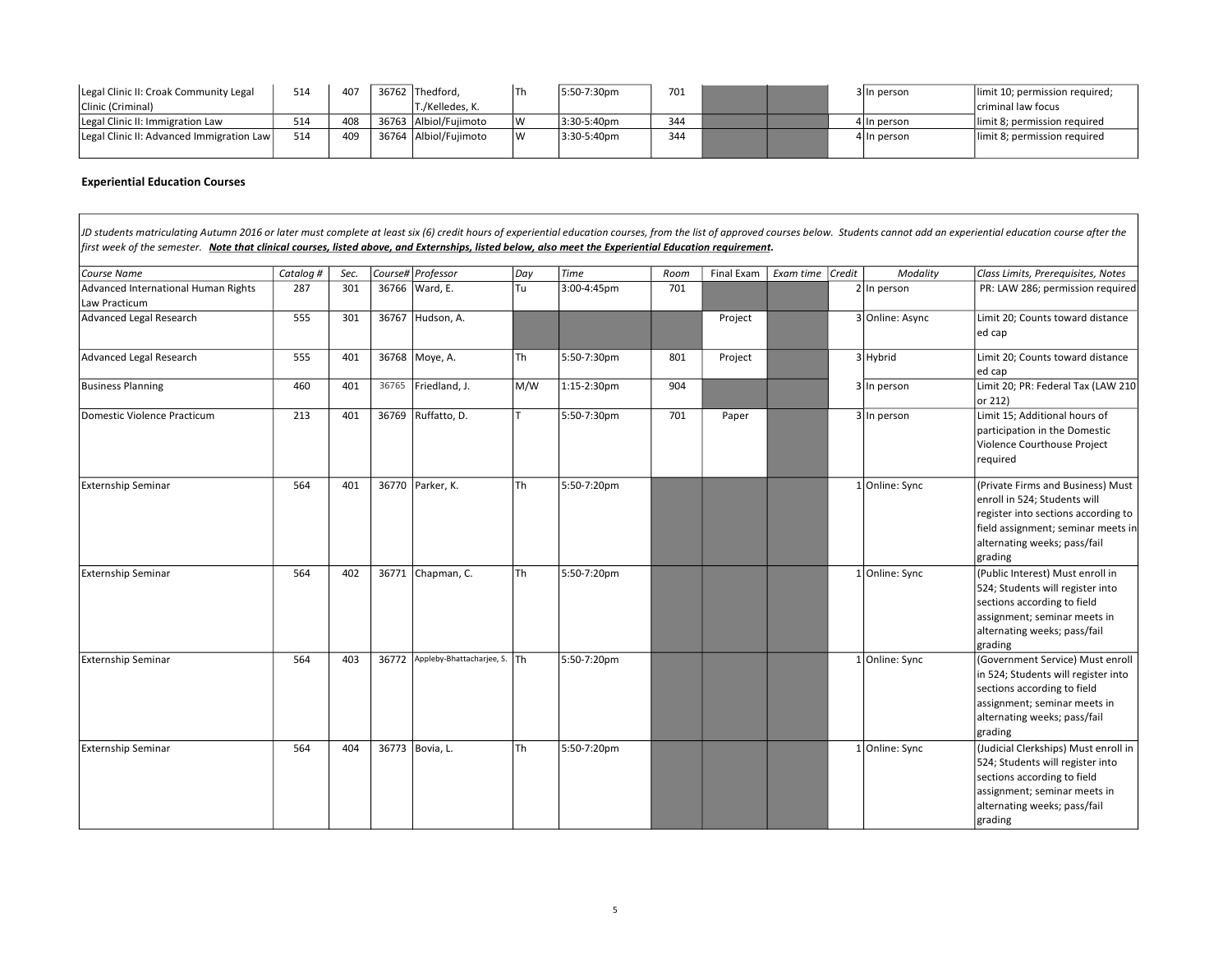| | | | | | | | | | | | | |
|---|---|---|---|---|---|---|---|---|---|---|---|---|
| Legal Clinic II: Croak Community Legal Clinic (Criminal) | 514 | 407 | 36762 | Thedford, T./Kelledes, K. | Th | 5:50-7:30pm | 701 | | | 3 | In person | limit 10; permission required; criminal law focus |
| Legal Clinic II: Immigration Law | 514 | 408 | 36763 | Albiol/Fujimoto | W | 3:30-5:40pm | 344 | | | 4 | In person | limit 8; permission required |
| Legal Clinic II: Advanced Immigration Law | 514 | 409 | 36764 | Albiol/Fujimoto | W | 3:30-5:40pm | 344 | | | 4 | In person | limit 8; permission required |

**Experiential Education Courses**

*JD students matriculating Autumn 2016 or later must complete at least six (6) credit hours of experiential education courses, from the list of approved courses below. Students cannot add an experiential education course after the first week of the semester.* ***Note that clinical courses, listed above, and Externships, listed below, also meet the Experiential Education requirement.***

| *Course Name* | *Catalog #* | *Sec.* | *Course#* | *Professor* | *Day* | *Time* | *Room* | *Final Exam* | *Exam time* | *Credit* | *Modality* | *Class Limits, Prerequisites, Notes* |
|---|---|---|---|---|---|---|---|---|---|---|---|---|
| Advanced International Human Rights Law Practicum | 287 | 301 | 36766 | Ward, E. | Tu | 3:00-4:45pm | 701 | | | 2 | In person | PR: LAW 286; permission required |
| Advanced Legal Research | 555 | 301 | 36767 | Hudson, A. | | | | Project | | 3 | Online: Async | Limit 20; Counts toward distance ed cap |
| Advanced Legal Research | 555 | 401 | 36768 | Moye, A. | Th | 5:50-7:30pm | 801 | Project | | 3 | Hybrid | Limit 20; Counts toward distance ed cap |
| Business Planning | 460 | 401 | 36765 | Friedland, J. | M/W | 1:15-2:30pm | 904 | | | 3 | In person | Limit 20; PR: Federal Tax (LAW 210 or 212) |
| Domestic Violence Practicum | 213 | 401 | 36769 | Ruffatto, D. | T | 5:50-7:30pm | 701 | Paper | | 3 | In person | Limit 15; Additional hours of participation in the Domestic Violence Courthouse Project required |
| Externship Seminar | 564 | 401 | 36770 | Parker, K. | Th | 5:50-7:20pm | | | | 1 | Online: Sync | (Private Firms and Business) Must enroll in 524; Students will register into sections according to field assignment; seminar meets in alternating weeks; pass/fail grading |
| Externship Seminar | 564 | 402 | 36771 | Chapman, C. | Th | 5:50-7:20pm | | | | 1 | Online: Sync | (Public Interest) Must enroll in 524; Students will register into sections according to field assignment; seminar meets in alternating weeks; pass/fail grading |
| Externship Seminar | 564 | 403 | 36772 | Appleby-Bhattacharjee, S. | Th | 5:50-7:20pm | | | | 1 | Online: Sync | (Government Service) Must enroll in 524; Students will register into sections according to field assignment; seminar meets in alternating weeks; pass/fail grading |
| Externship Seminar | 564 | 404 | 36773 | Bovia, L. | Th | 5:50-7:20pm | | | | 1 | Online: Sync | (Judicial Clerkships) Must enroll in 524; Students will register into sections according to field assignment; seminar meets in alternating weeks; pass/fail grading |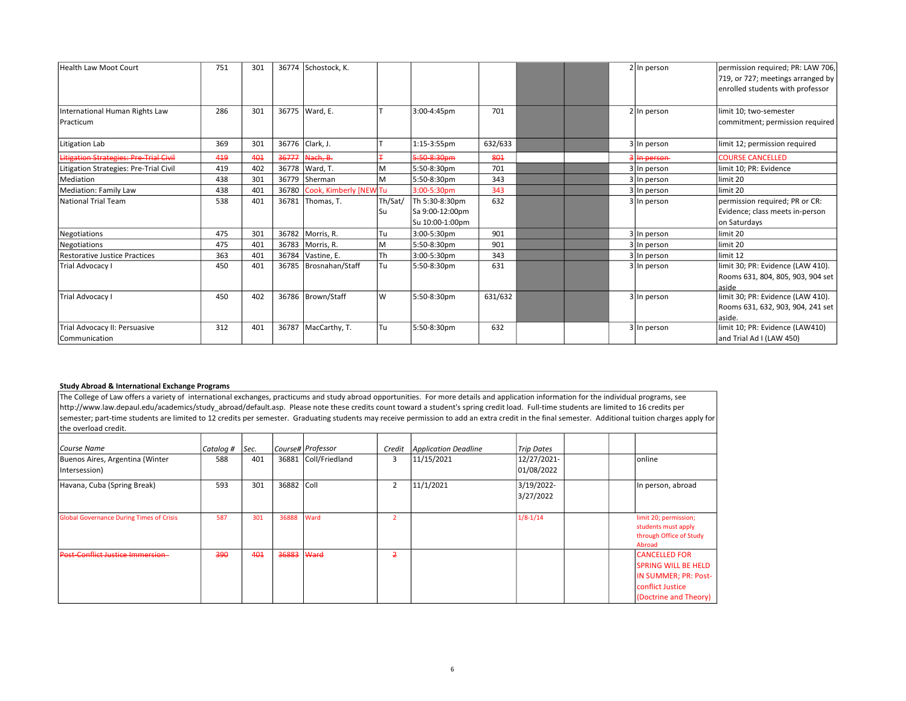| Course Name | Catalog # | Sec. | Course# | Professor | Days | Time | Room | | | Credit | Modality | Notes |
|---|---|---|---|---|---|---|---|---|---|---|---|---|
| Health Law Moot Court | 751 | 301 | 36774 | Schostock, K. | | | | | | 2 | In person | permission required; PR: LAW 706, 719, or 727; meetings arranged by enrolled students with professor |
| International Human Rights Law Practicum | 286 | 301 | 36775 | Ward, E. | T | 3:00-4:45pm | 701 | | | 2 | In person | limit 10; two-semester commitment; permission required |
| Litigation Lab | 369 | 301 | 36776 | Clark, J. | T | 1:15-3:55pm | 632/633 | | | 3 | In person | limit 12; permission required |
| ~~Litigation Strategies: Pre-Trial Civil~~ | ~~419~~ | ~~401~~ | ~~36777~~ | ~~Nach, B.~~ | ~~T~~ | ~~5:50-8:30pm~~ | ~~801~~ | | | ~~3~~ | ~~In person~~ | COURSE CANCELLED |
| Litigation Strategies: Pre-Trial Civil | 419 | 402 | 36778 | Ward, T. | M | 5:50-8:30pm | 701 | | | 3 | In person | limit 10; PR: Evidence |
| Mediation | 438 | 301 | 36779 | Sherman | M | 5:50-8:30pm | 343 | | | 3 | In person | limit 20 |
| Mediation: Family Law | 438 | 401 | 36780 | Cook, Kimberly [NEW | Tu | 3:00-5:30pm | 343 | | | 3 | In person | limit 20 |
| National Trial Team | 538 | 401 | 36781 | Thomas, T. | Th/Sat/Su | Th 5:30-8:30pm Sa 9:00-12:00pm Su 10:00-1:00pm | 632 | | | 3 | In person | permission required; PR or CR: Evidence; class meets in-person on Saturdays |
| Negotiations | 475 | 301 | 36782 | Morris, R. | Tu | 3:00-5:30pm | 901 | | | 3 | In person | limit 20 |
| Negotiations | 475 | 401 | 36783 | Morris, R. | M | 5:50-8:30pm | 901 | | | 3 | In person | limit 20 |
| Restorative Justice Practices | 363 | 401 | 36784 | Vastine, E. | Th | 3:00-5:30pm | 343 | | | 3 | In person | limit 12 |
| Trial Advocacy I | 450 | 401 | 36785 | Brosnahan/Staff | Tu | 5:50-8:30pm | 631 | | | 3 | In person | limit 30; PR: Evidence (LAW 410). Rooms 631, 804, 805, 903, 904 set aside |
| Trial Advocacy I | 450 | 402 | 36786 | Brown/Staff | W | 5:50-8:30pm | 631/632 | | | 3 | In person | limit 30; PR: Evidence (LAW 410). Rooms 631, 632, 903, 904, 241 set aside. |
| Trial Advocacy II: Persuasive Communication | 312 | 401 | 36787 | MacCarthy, T. | Tu | 5:50-8:30pm | 632 | | | 3 | In person | limit 10; PR: Evidence (LAW410) and Trial Ad I (LAW 450) |

**Study Abroad & International Exchange Programs**

The College of Law offers a variety of international exchanges, practicums and study abroad opportunities. For more details and application information for the individual programs, see http://www.law.depaul.edu/academics/study_abroad/default.asp. Please note these credits count toward a student's spring credit load. Full-time students are limited to 16 credits per semester; part-time students are limited to 12 credits per semester. Graduating students may receive permission to add an extra credit in the final semester. Additional tuition charges apply for the overload credit.

| *Course Name* | *Catalog #* | *Sec.* | *Course#* | *Professor* | *Credit* | *Application Deadline* | *Trip Dates* | | | |
|---|---|---|---|---|---|---|---|---|---|---|
| Buenos Aires, Argentina (Winter Intersession) | 588 | 401 | 36881 | Coll/Friedland | 3 | 11/15/2021 | 12/27/2021-01/08/2022 | | | online |
| Havana, Cuba (Spring Break) | 593 | 301 | 36882 | Coll | 2 | 11/1/2021 | 3/19/2022-3/27/2022 | | | In person, abroad |
| Global Governance During Times of Crisis | 587 | 301 | 36888 | Ward | 2 | | 1/8-1/14 | | | limit 20; permission; students must apply through Office of Study Abroad |
| ~~Post-Conflict Justice Immersion~~ | ~~390~~ | ~~401~~ | ~~36883~~ | ~~Ward~~ | ~~2~~ | | | | | CANCELLED FOR SPRING WILL BE HELD IN SUMMER; PR: Post-conflict Justice (Doctrine and Theory) |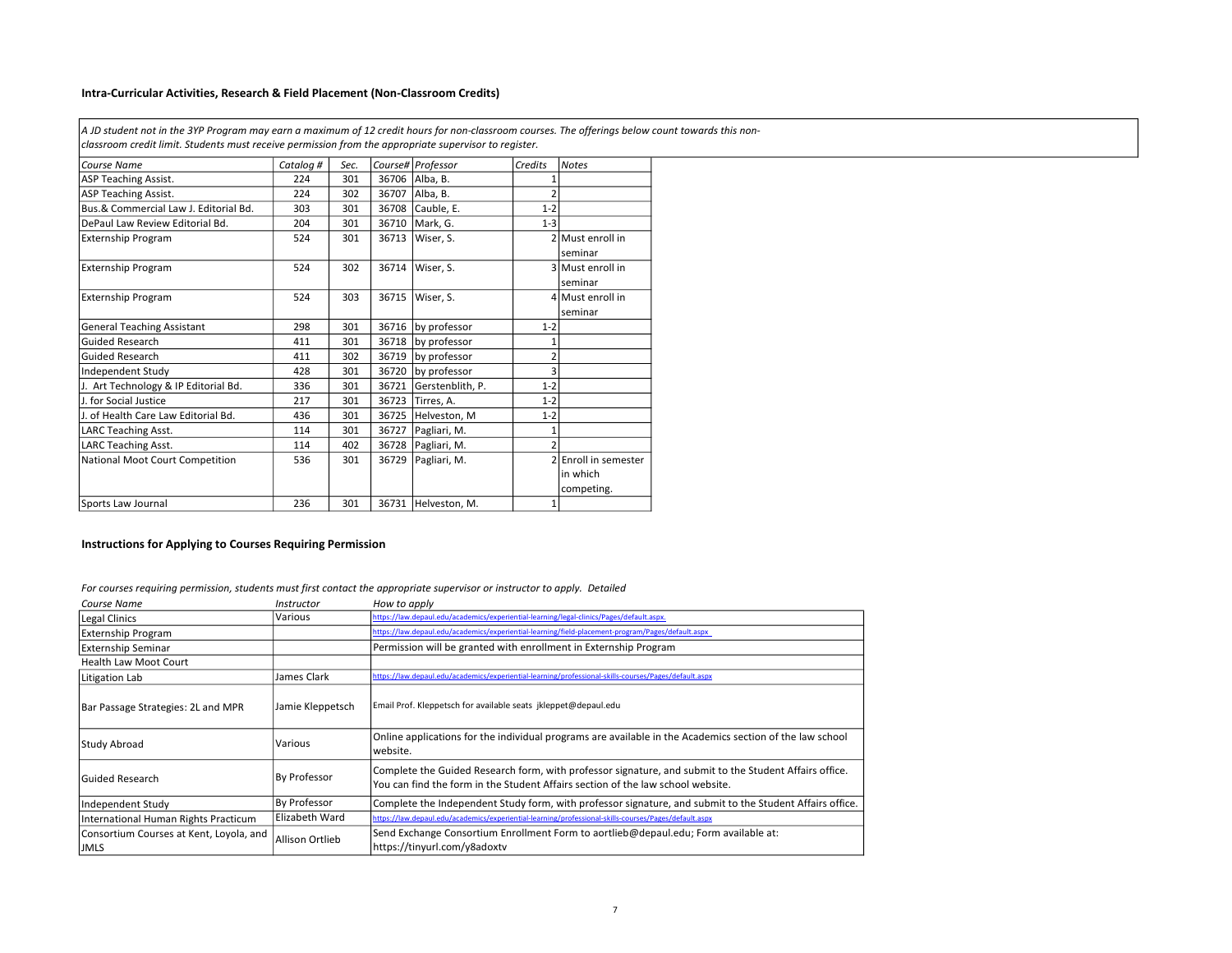### Intra-Curricular Activities, Research & Field Placement (Non-Classroom Credits)

*A JD student not in the 3YP Program may earn a maximum of 12 credit hours for non-classroom courses. The offerings below count towards this non-classroom credit limit. Students must receive permission from the appropriate supervisor to register.*

| *Course Name* | *Catalog #* | *Sec.* | *Course#* | *Professor* | *Credits* | *Notes* |
|---|---|---|---|---|---|---|
| ASP Teaching Assist. | 224 | 301 | 36706 | Alba, B. | 1 | |
| ASP Teaching Assist. | 224 | 302 | 36707 | Alba, B. | 2 | |
| Bus.& Commercial Law J. Editorial Bd. | 303 | 301 | 36708 | Caube, E. | 1-2 | |
| DePaul Law Review Editorial Bd. | 204 | 301 | 36710 | Mark, G. | 1-3 | |
| Externship Program | 524 | 301 | 36713 | Wiser, S. | 2 | Must enroll in seminar |
| Externship Program | 524 | 302 | 36714 | Wiser, S. | 3 | Must enroll in seminar |
| Externship Program | 524 | 303 | 36715 | Wiser, S. | 4 | Must enroll in seminar |
| General Teaching Assistant | 298 | 301 | 36716 | by professor | 1-2 | |
| Guided Research | 411 | 301 | 36718 | by professor | 1 | |
| Guided Research | 411 | 302 | 36719 | by professor | 2 | |
| Independent Study | 428 | 301 | 36720 | by professor | 3 | |
| J. Art Technology & IP Editorial Bd. | 336 | 301 | 36721 | Gerstenblith, P. | 1-2 | |
| J. for Social Justice | 217 | 301 | 36723 | Tirres, A. | 1-2 | |
| J. of Health Care Law Editorial Bd. | 436 | 301 | 36725 | Helveston, M | 1-2 | |
| LARC Teaching Asst. | 114 | 301 | 36727 | Pagliari, M. | 1 | |
| LARC Teaching Asst. | 114 | 402 | 36728 | Pagliari, M. | 2 | |
| National Moot Court Competition | 536 | 301 | 36729 | Pagliari, M. | 2 | Enroll in semester in which competing. |
| Sports Law Journal | 236 | 301 | 36731 | Helveston, M. | 1 | |

### Instructions for Applying to Courses Requiring Permission

*For courses requiring permission, students must first contact the appropriate supervisor or instructor to apply. Detailed*

| *Course Name* | *Instructor* | *How to apply* |
|---|---|---|
| Legal Clinics | Various | https://law.depaul.edu/academics/experiential-learning/legal-clinics/Pages/default.aspx. |
| Externship Program | | https://law.depaul.edu/academics/experiential-learning/field-placement-program/Pages/default.aspx |
| Externship Seminar | | Permission will be granted with enrollment in Externship Program |
| Health Law Moot Court | | |
| Litigation Lab | James Clark | https://law.depaul.edu/academics/experiential-learning/professional-skills-courses/Pages/default.aspx |
| Bar Passage Strategies: 2L and MPR | Jamie Kleppetsch | Email Prof. Kleppetsch for available seats jkleppet@depaul.edu |
| Study Abroad | Various | Online applications for the individual programs are available in the Academics section of the law school website. |
| Guided Research | By Professor | Complete the Guided Research form, with professor signature, and submit to the Student Affairs office. You can find the form in the Student Affairs section of the law school website. |
| Independent Study | By Professor | Complete the Independent Study form, with professor signature, and submit to the Student Affairs office. |
| International Human Rights Practicum | Elizabeth Ward | https://law.depaul.edu/academics/experiential-learning/professional-skills-courses/Pages/default.aspx |
| Consortium Courses at Kent, Loyola, and JMLS | Allison Ortlieb | Send Exchange Consortium Enrollment Form to aortlieb@depaul.edu; Form available at: https://tinyurl.com/y8adoxtv |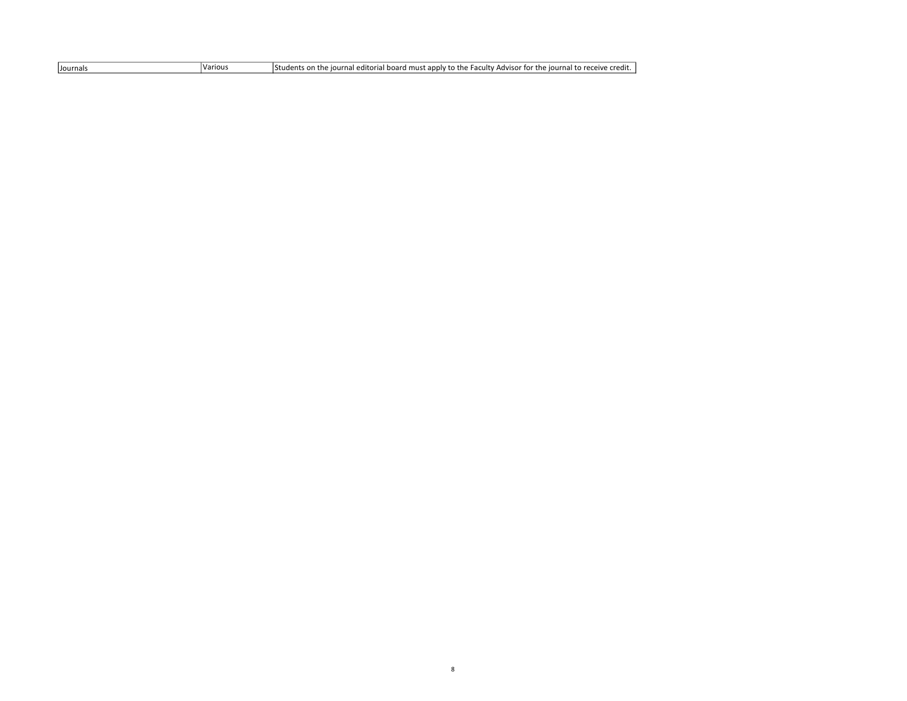| Journals | Various | Students on the journal editorial board must apply to the Faculty Advisor for the journal to receive credit. |
|---|---|---|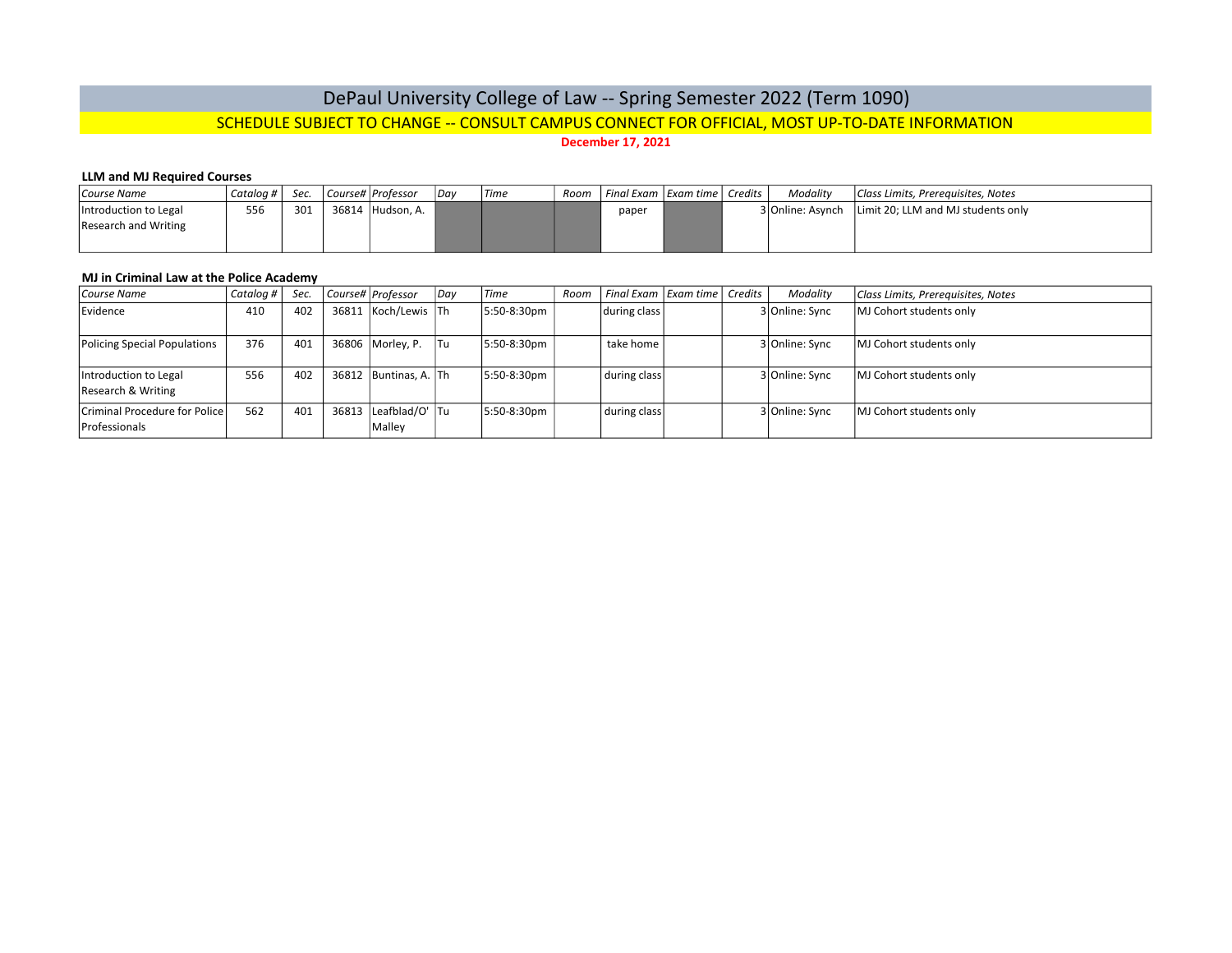# DePaul University College of Law -- Spring Semester 2022 (Term 1090)

SCHEDULE SUBJECT TO CHANGE -- CONSULT CAMPUS CONNECT FOR OFFICIAL, MOST UP-TO-DATE INFORMATION

**December 17, 2021**

**LLM and MJ Required Courses**

| *Course Name* | *Catalog #* | *Sec.* | *Course#* | *Professor* | *Day* | *Time* | *Room* | *Final Exam* | *Exam time* | *Credits* | *Modality* | *Class Limits, Prerequisites, Notes* |
|---|---|---|---|---|---|---|---|---|---|---|---|---|
| Introduction to Legal Research and Writing | 556 | 301 | 36814 | Hudson, A. | | | | paper | | 3 | Online: Asynch | Limit 20; LLM and MJ students only |

**MJ in Criminal Law at the Police Academy**

| *Course Name* | *Catalog #* | *Sec.* | *Course#* | *Professor* | *Day* | *Time* | *Room* | *Final Exam* | *Exam time* | *Credits* | *Modality* | *Class Limits, Prerequisites, Notes* |
|---|---|---|---|---|---|---|---|---|---|---|---|---|
| Evidence | 410 | 402 | 36811 | Koch/Lewis | Th | 5:50-8:30pm | | during class | | 3 | Online: Sync | MJ Cohort students only |
| Policing Special Populations | 376 | 401 | 36806 | Morley, P. | Tu | 5:50-8:30pm | | take home | | 3 | Online: Sync | MJ Cohort students only |
| Introduction to Legal Research & Writing | 556 | 402 | 36812 | Buntinas, A. | Th | 5:50-8:30pm | | during class | | 3 | Online: Sync | MJ Cohort students only |
| Criminal Procedure for Police Professionals | 562 | 401 | 36813 | Leafblad/O'Malley | Tu | 5:50-8:30pm | | during class | | 3 | Online: Sync | MJ Cohort students only |